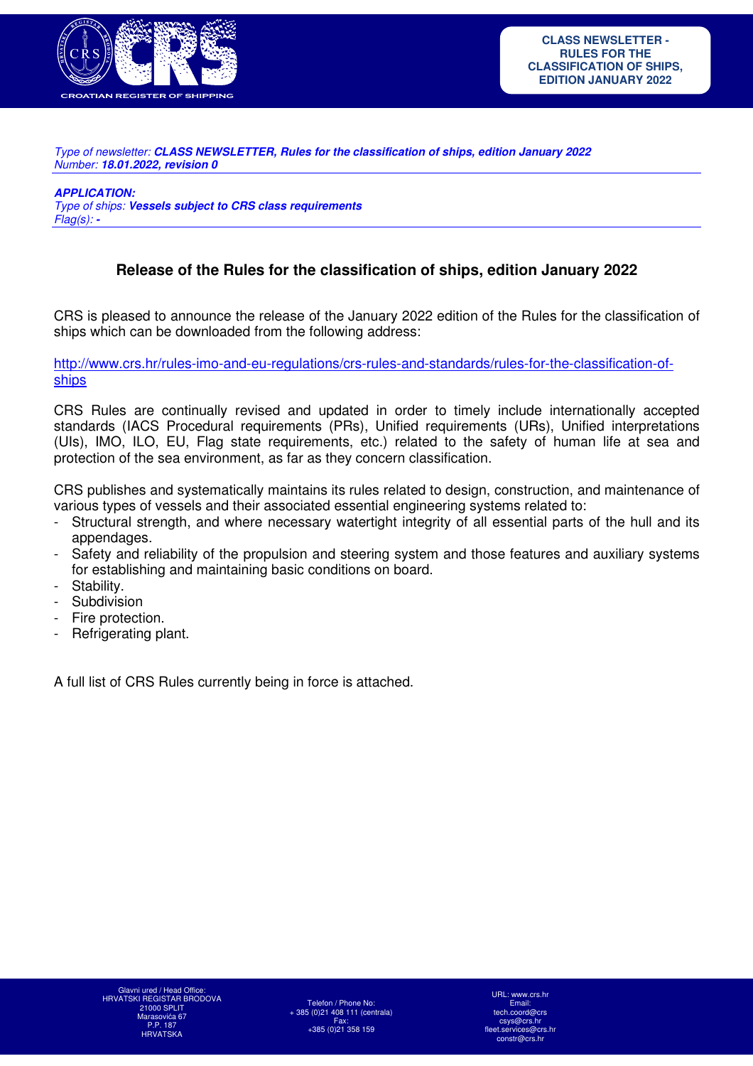**CLASS NEWSLETTER - RULES FOR THE CLASSIFICATION OF SHIPS, EDITION JANUARY 2022**

*Type of newsletter:* ***CLASS NEWSLETTER, Rules for the classification of ships, edition January 2022***
*Number:* ***18.01.2022, revision 0***

***APPLICATION:***
*Type of ships:* ***Vessels subject to CRS class requirements***
*Flag(s):* ***-***

## Release of the Rules for the classification of ships, edition January 2022

CRS is pleased to announce the release of the January 2022 edition of the Rules for the classification of ships which can be downloaded from the following address:

http://www.crs.hr/rules-imo-and-eu-regulations/crs-rules-and-standards/rules-for-the-classification-of-ships

CRS Rules are continually revised and updated in order to timely include internationally accepted standards (IACS Procedural requirements (PRs), Unified requirements (URs), Unified interpretations (UIs), IMO, ILO, EU, Flag state requirements, etc.) related to the safety of human life at sea and protection of the sea environment, as far as they concern classification.

CRS publishes and systematically maintains its rules related to design, construction, and maintenance of various types of vessels and their associated essential engineering systems related to:

- Structural strength, and where necessary watertight integrity of all essential parts of the hull and its appendages.
- Safety and reliability of the propulsion and steering system and those features and auxiliary systems for establishing and maintaining basic conditions on board.
- Stability.
- Subdivision
- Fire protection.
- Refrigerating plant.

A full list of CRS Rules currently being in force is attached.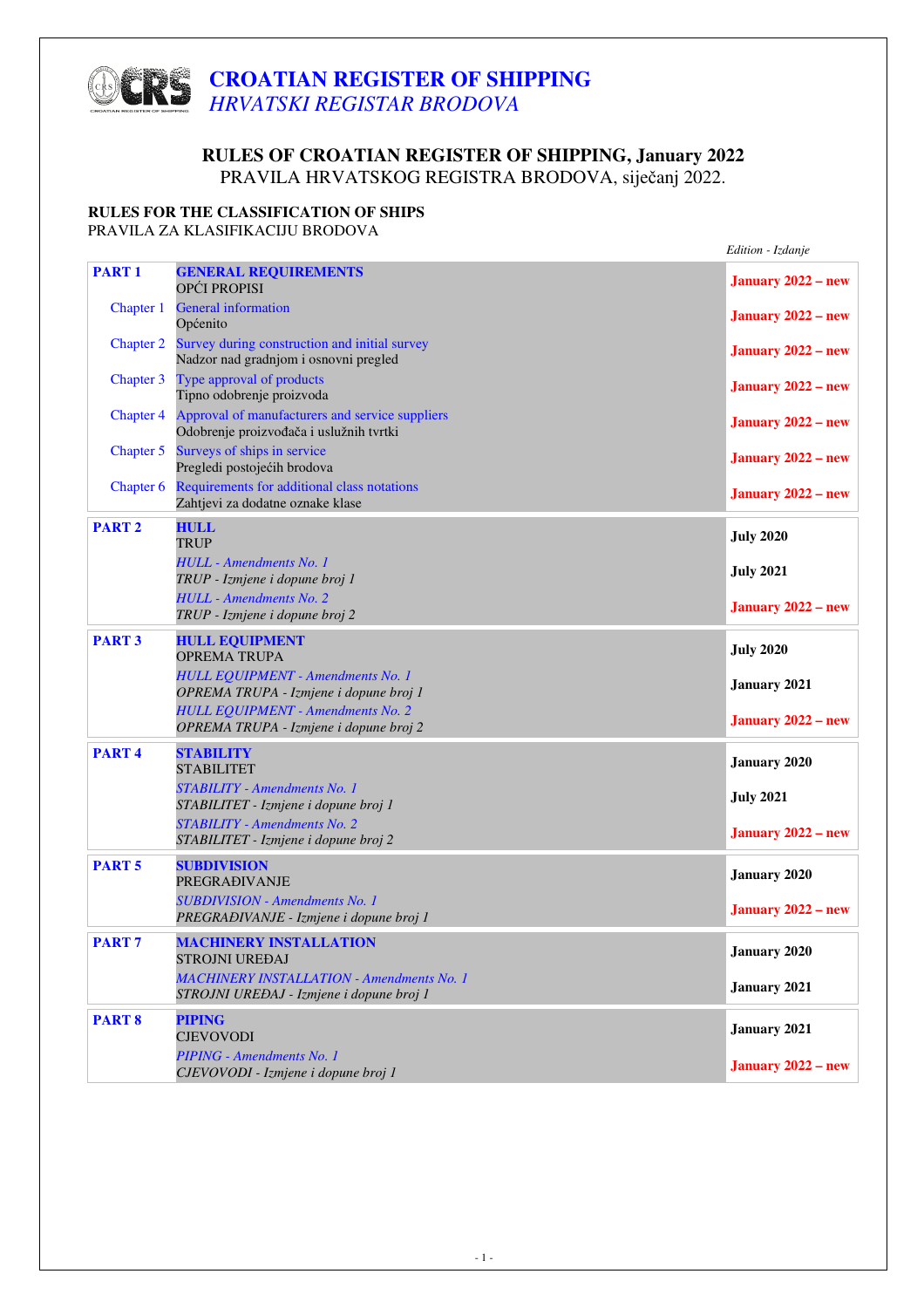# CROATIAN REGISTER OF SHIPPING
*HRVATSKI REGISTAR BRODOVA*

## RULES OF CROATIAN REGISTER OF SHIPPING, January 2022
PRAVILA HRVATSKOG REGISTRA BRODOVA, siječanj 2022.

### RULES FOR THE CLASSIFICATION OF SHIPS
PRAVILA ZA KLASIFIKACIJU BRODOVA

| | | *Edition - Izdanje* |
|---|---|---|
| **PART 1** | **GENERAL REQUIREMENTS**<br>OPĆI PROPISI | **January 2022 – new** |
| Chapter 1 | General information<br>Općenito | **January 2022 – new** |
| Chapter 2 | Survey during construction and initial survey<br>Nadzor nad gradnjom i osnovni pregled | **January 2022 – new** |
| Chapter 3 | Type approval of products<br>Tipno odobrenje proizvoda | **January 2022 – new** |
| Chapter 4 | Approval of manufacturers and service suppliers<br>Odobrenje proizvođača i uslužnih tvrtki | **January 2022 – new** |
| Chapter 5 | Surveys of ships in service<br>Pregledi postojećih brodova | **January 2022 – new** |
| Chapter 6 | Requirements for additional class notations<br>Zahtjevi za dodatne oznake klase | **January 2022 – new** |
| **PART 2** | **HULL**<br>TRUP | **July 2020** |
| | *HULL - Amendments No. 1*<br>*TRUP - Izmjene i dopune broj 1* | **July 2021** |
| | *HULL - Amendments No. 2*<br>*TRUP - Izmjene i dopune broj 2* | **January 2022 – new** |
| **PART 3** | **HULL EQUIPMENT**<br>OPREMA TRUPA | **July 2020** |
| | *HULL EQUIPMENT - Amendments No. 1*<br>*OPREMA TRUPA - Izmjene i dopune broj 1* | **January 2021** |
| | *HULL EQUIPMENT - Amendments No. 2*<br>*OPREMA TRUPA - Izmjene i dopune broj 2* | **January 2022 – new** |
| **PART 4** | **STABILITY**<br>STABILITET | **January 2020** |
| | *STABILITY - Amendments No. 1*<br>*STABILITET - Izmjene i dopune broj 1* | **July 2021** |
| | *STABILITY - Amendments No. 2*<br>*STABILITET - Izmjene i dopune broj 2* | **January 2022 – new** |
| **PART 5** | **SUBDIVISION**<br>PREGRAĐIVANJE | **January 2020** |
| | *SUBDIVISION - Amendments No. 1*<br>*PREGRAĐIVANJE - Izmjene i dopune broj 1* | **January 2022 – new** |
| **PART 7** | **MACHINERY INSTALLATION**<br>STROJNI UREĐAJ | **January 2020** |
| | *MACHINERY INSTALLATION - Amendments No. 1*<br>*STROJNI UREĐAJ - Izmjene i dopune broj 1* | **January 2021** |
| **PART 8** | **PIPING**<br>CJEVOVODI | **January 2021** |
| | *PIPING - Amendments No. 1*<br>*CJEVOVODI - Izmjene i dopune broj 1* | **January 2022 – new** |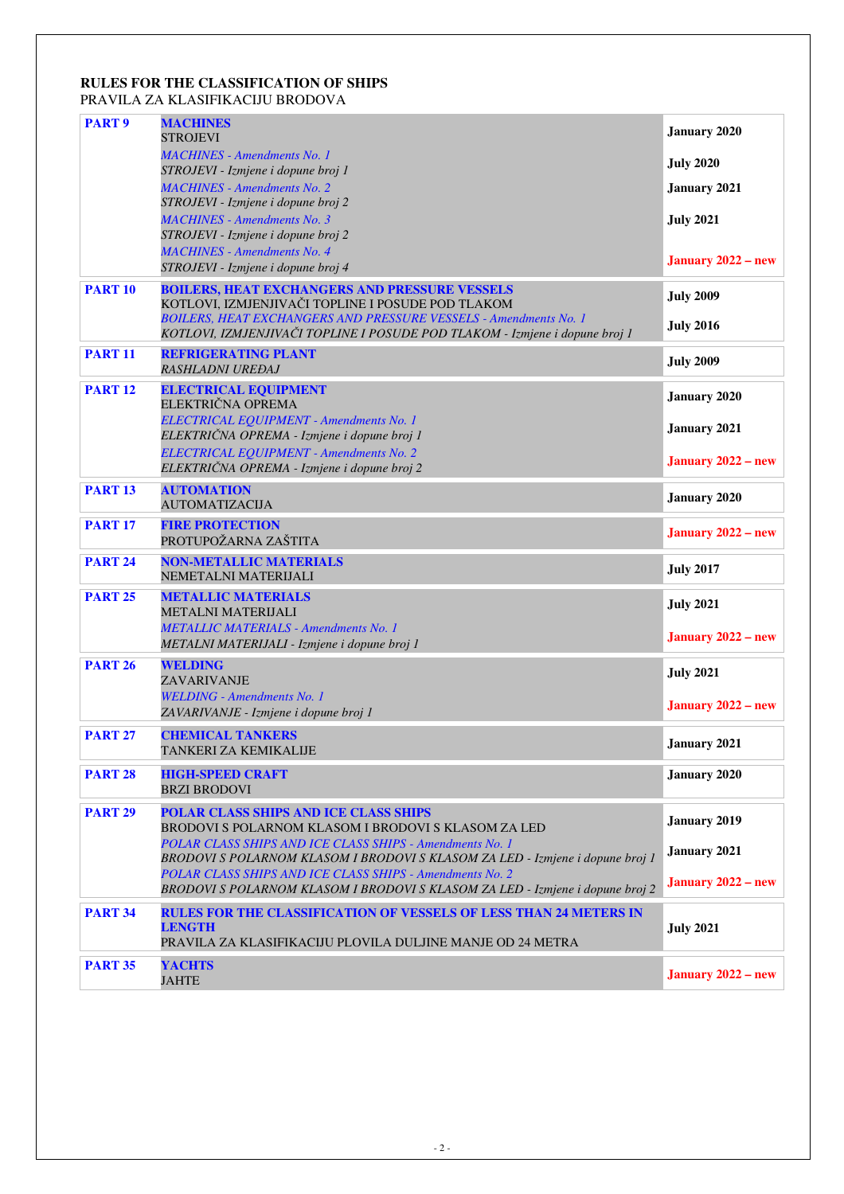**RULES FOR THE CLASSIFICATION OF SHIPS**
PRAVILA ZA KLASIFIKACIJU BRODOVA

| | | |
|---|---|---|
| **PART 9** | **MACHINES**<br>STROJEVI<br>*MACHINES - Amendments No. 1*<br>*STROJEVI - Izmjene i dopune broj 1*<br>*MACHINES - Amendments No. 2*<br>*STROJEVI - Izmjene i dopune broj 2*<br>*MACHINES - Amendments No. 3*<br>*STROJEVI - Izmjene i dopune broj 2*<br>*MACHINES - Amendments No. 4*<br>*STROJEVI - Izmjene i dopune broj 4* | **January 2020**<br>**July 2020**<br>**January 2021**<br>**July 2021**<br>**January 2022 – new** |
| **PART 10** | **BOILERS, HEAT EXCHANGERS AND PRESSURE VESSELS**<br>KOTLOVI, IZMJENJIVAČI TOPLINE I POSUDE POD TLAKOM<br>*BOILERS, HEAT EXCHANGERS AND PRESSURE VESSELS - Amendments No. 1*<br>*KOTLOVI, IZMJENJIVAČI TOPLINE I POSUDE POD TLAKOM - Izmjene i dopune broj 1* | **July 2009**<br>**July 2016** |
| **PART 11** | **REFRIGERATING PLANT**<br>*RASHLADNI UREĐAJ* | **July 2009** |
| **PART 12** | **ELECTRICAL EQUIPMENT**<br>ELEKTRIČNA OPREMA<br>*ELECTRICAL EQUIPMENT - Amendments No. 1*<br>*ELEKTRIČNA OPREMA - Izmjene i dopune broj 1*<br>*ELECTRICAL EQUIPMENT - Amendments No. 2*<br>*ELEKTRIČNA OPREMA - Izmjene i dopune broj 2* | **January 2020**<br>**January 2021**<br>**January 2022 – new** |
| **PART 13** | **AUTOMATION**<br>AUTOMATIZACIJA | **January 2020** |
| **PART 17** | **FIRE PROTECTION**<br>PROTUPOŽARNA ZAŠTITA | **January 2022 – new** |
| **PART 24** | **NON-METALLIC MATERIALS**<br>NEMETALNI MATERIJALI | **July 2017** |
| **PART 25** | **METALLIC MATERIALS**<br>METALNI MATERIJALI<br>*METALLIC MATERIALS - Amendments No. 1*<br>*METALNI MATERIJALI - Izmjene i dopune broj 1* | **July 2021**<br>**January 2022 – new** |
| **PART 26** | **WELDING**<br>ZAVARIVANJE<br>*WELDING - Amendments No. 1*<br>*ZAVARIVANJE - Izmjene i dopune broj 1* | **July 2021**<br>**January 2022 – new** |
| **PART 27** | **CHEMICAL TANKERS**<br>TANKERI ZA KEMIKALIJE | **January 2021** |
| **PART 28** | **HIGH-SPEED CRAFT**<br>BRZI BRODOVI | **January 2020** |
| **PART 29** | **POLAR CLASS SHIPS AND ICE CLASS SHIPS**<br>BRODOVI S POLARNOM KLASOM I BRODOVI S KLASOM ZA LED<br>*POLAR CLASS SHIPS AND ICE CLASS SHIPS - Amendments No. 1*<br>*BRODOVI S POLARNOM KLASOM I BRODOVI S KLASOM ZA LED - Izmjene i dopune broj 1*<br>*POLAR CLASS SHIPS AND ICE CLASS SHIPS - Amendments No. 2*<br>*BRODOVI S POLARNOM KLASOM I BRODOVI S KLASOM ZA LED - Izmjene i dopune broj 2* | **January 2019**<br>**January 2021**<br>**January 2022 – new** |
| **PART 34** | **RULES FOR THE CLASSIFICATION OF VESSELS OF LESS THAN 24 METERS IN LENGTH**<br>PRAVILA ZA KLASIFIKACIJU PLOVILA DULJINE MANJE OD 24 METRA | **July 2021** |
| **PART 35** | **YACHTS**<br>JAHTE | **January 2022 – new** |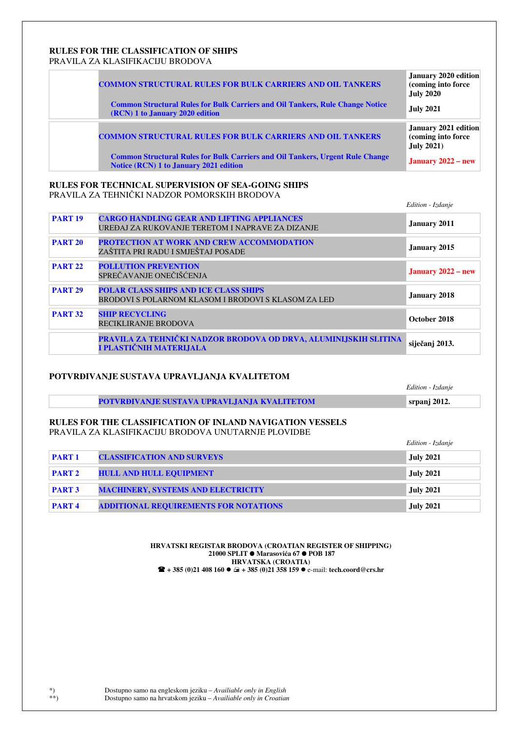**RULES FOR THE CLASSIFICATION OF SHIPS**
PRAVILA ZA KLASIFIKACIJU BRODOVA

| | | |
|---|---|---|
| | **COMMON STRUCTURAL RULES FOR BULK CARRIERS AND OIL TANKERS** | **January 2020 edition (coming into force July 2020** |
| | **Common Structural Rules for Bulk Carriers and Oil Tankers, Rule Change Notice (RCN) 1 to January 2020 edition** | **July 2021** |
| | **COMMON STRUCTURAL RULES FOR BULK CARRIERS AND OIL TANKERS** | **January 2021 edition (coming into force July 2021)** |
| | **Common Structural Rules for Bulk Carriers and Oil Tankers, Urgent Rule Change Notice (RCN) 1 to January 2021 edition** | **January 2022 – new** |

**RULES FOR TECHNICAL SUPERVISION OF SEA-GOING SHIPS**
PRAVILA ZA TEHNIČKI NADZOR POMORSKIH BRODOVA

| | | *Edition - Izdanje* |
|---|---|---|
| **PART 19** | **CARGO HANDLING GEAR AND LIFTING APPLIANCES** UREĐAJ ZA RUKOVANJE TERETOM I NAPRAVE ZA DIZANJE | **January 2011** |
| **PART 20** | **PROTECTION AT WORK AND CREW ACCOMMODATION** ZAŠTITA PRI RADU I SMJEŠTAJ POSADE | **January 2015** |
| **PART 22** | **POLLUTION PREVENTION** SPREČAVANJE ONEČIŠĆENJA | **January 2022 – new** |
| **PART 29** | **POLAR CLASS SHIPS AND ICE CLASS SHIPS** BRODOVI S POLARNOM KLASOM I BRODOVI S KLASOM ZA LED | **January 2018** |
| **PART 32** | **SHIP RECYCLING** RECIKLIRANJE BRODOVA | **October 2018** |
| | **PRAVILA ZA TEHNIČKI NADZOR BRODOVA OD DRVA, ALUMINIJSKIH SLITINA I PLASTIČNIH MATERIJALA** | **siječanj 2013.** |

**POTVRĐIVANJE SUSTAVA UPRAVLJANJA KVALITETOM**

| | | *Edition - Izdanje* |
|---|---|---|
| | **POTVRĐIVANJE SUSTAVA UPRAVLJANJA KVALITETOM** | **srpanj 2012.** |

**RULES FOR THE CLASSIFICATION OF INLAND NAVIGATION VESSELS**
PRAVILA ZA KLASIFIKACIJU BRODOVA UNUTARNJE PLOVIDBE

| | | *Edition - Izdanje* |
|---|---|---|
| **PART 1** | **CLASSIFICATION AND SURVEYS** | **July 2021** |
| **PART 2** | **HULL AND HULL EQUIPMENT** | **July 2021** |
| **PART 3** | **MACHINERY, SYSTEMS AND ELECTRICITY** | **July 2021** |
| **PART 4** | **ADDITIONAL REQUIREMENTS FOR NOTATIONS** | **July 2021** |

**HRVATSKI REGISTAR BRODOVA (CROATIAN REGISTER OF SHIPPING)**
**21000 SPLIT ● Marasovića 67 ● POB 187**
**HRVATSKA (CROATIA)**
**☎ + 385 (0)21 408 160 ● 🖷 + 385 (0)21 358 159 ●** e-mail: **tech.coord@crs.hr**

*) Dostupno samo na engleskom jeziku – *Availiable only in English*
**) Dostupno samo na hrvatskom jeziku – *Availiable only in Croatian*